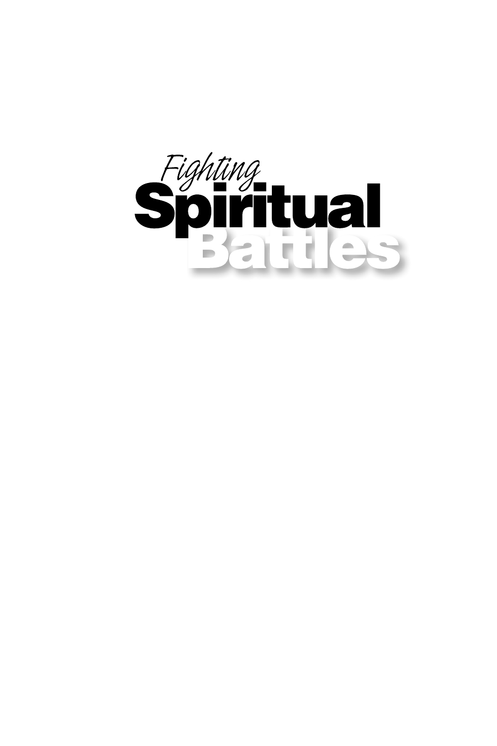# *Fighting* Spiritual Battles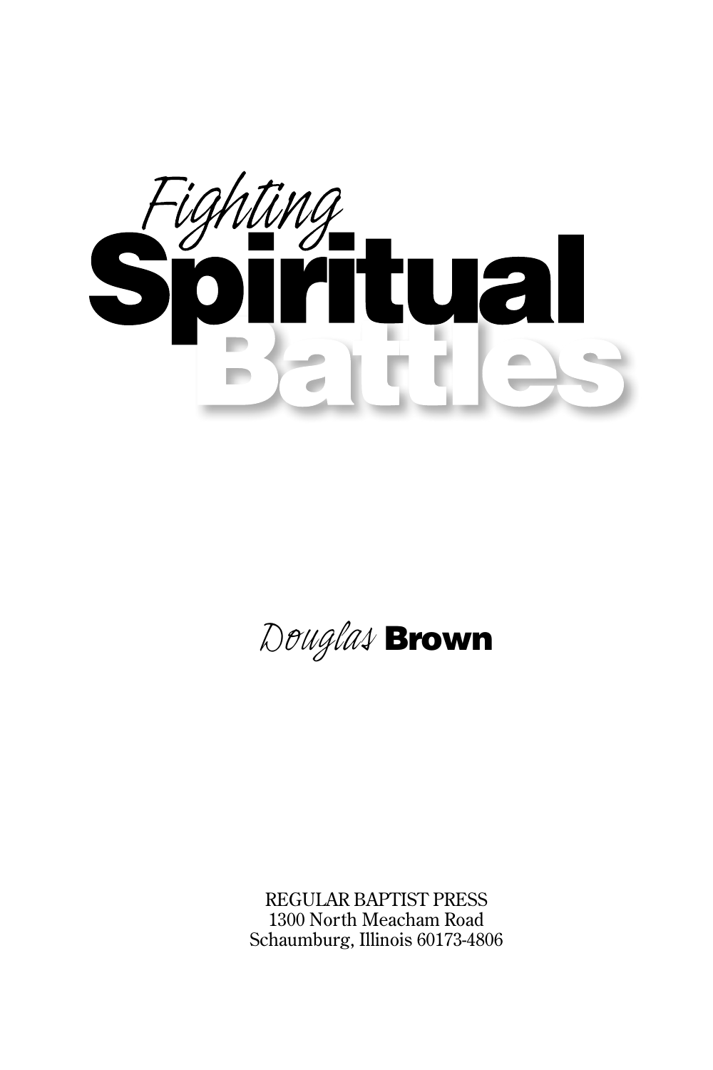# *Fighting* Spiritual Battles

*Douglas* **Brown**

REGULAR BAPTIST PRESS
1300 North Meacham Road
Schaumburg, Illinois 60173-4806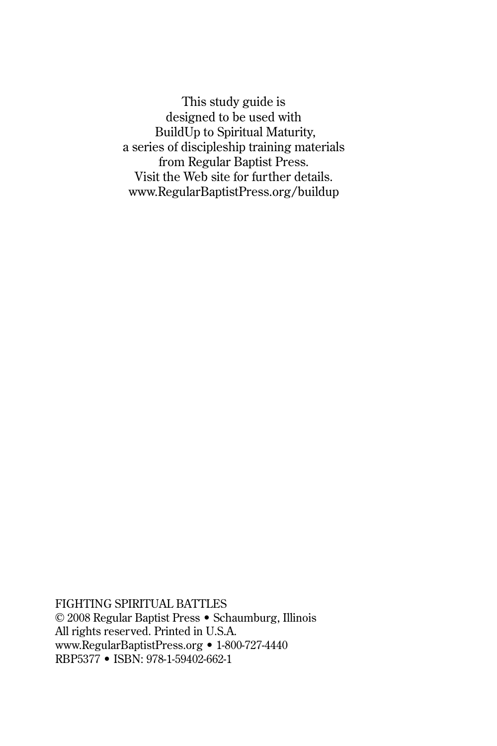This study guide is
designed to be used with
BuildUp to Spiritual Maturity,
a series of discipleship training materials
from Regular Baptist Press.
Visit the Web site for further details.
www.RegularBaptistPress.org/buildup

FIGHTING SPIRITUAL BATTLES
© 2008 Regular Baptist Press • Schaumburg, Illinois
All rights reserved. Printed in U.S.A.
www.RegularBaptistPress.org • 1-800-727-4440
RBP5377 • ISBN: 978-1-59402-662-1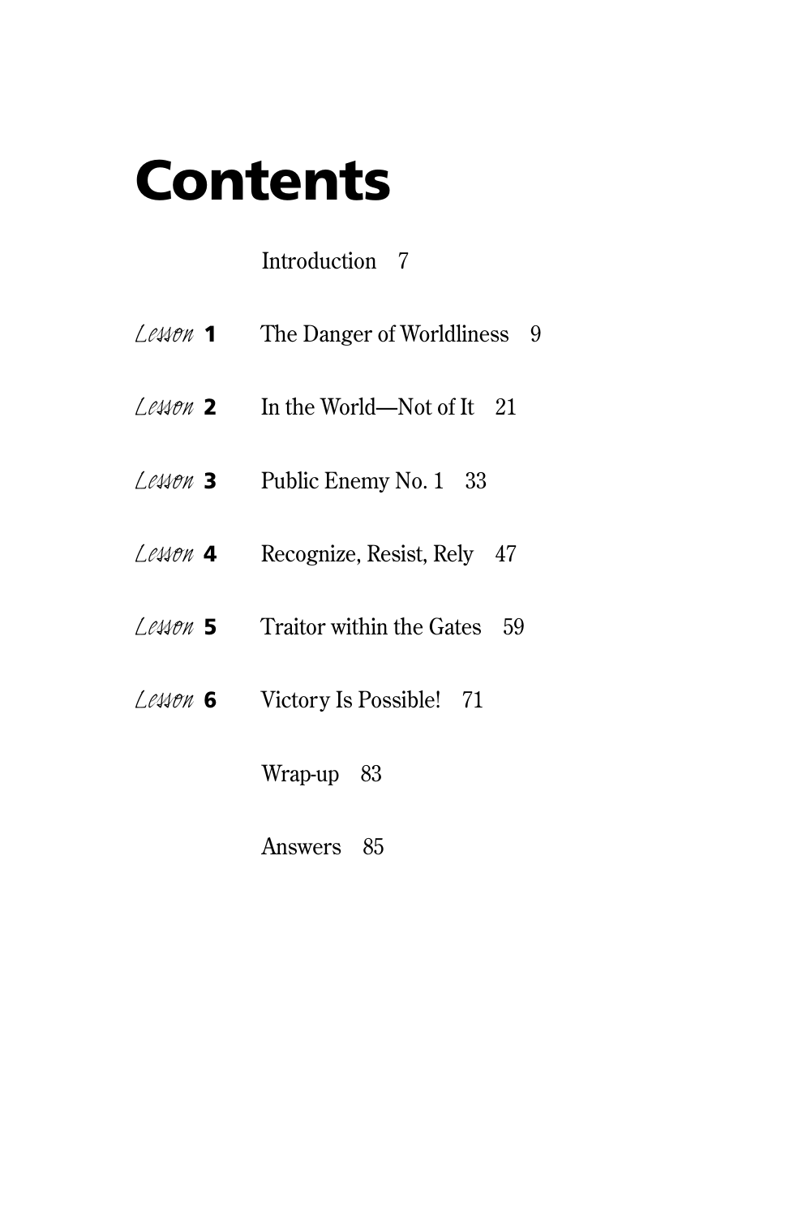# Contents

Introduction 7

*Lesson* **1** The Danger of Worldliness 9

*Lesson* **2** In the World—Not of It 21

*Lesson* **3** Public Enemy No. 1 33

*Lesson* **4** Recognize, Resist, Rely 47

*Lesson* **5** Traitor within the Gates 59

*Lesson* **6** Victory Is Possible! 71

Wrap-up 83

Answers 85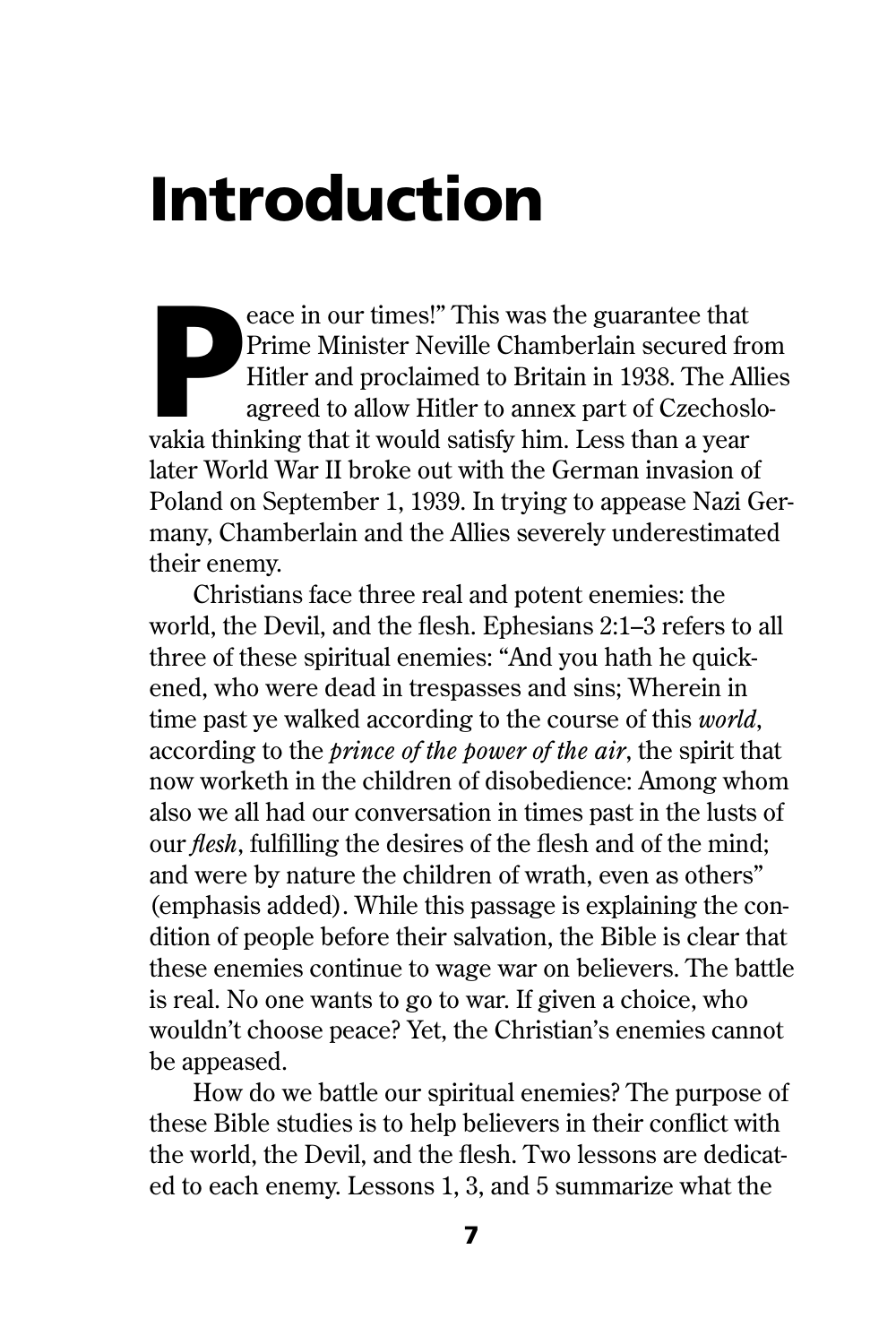# Introduction

"Peace in our times!" This was the guarantee that Prime Minister Neville Chamberlain secured from Hitler and proclaimed to Britain in 1938. The Allies agreed to allow Hitler to annex part of Czechoslovakia thinking that it would satisfy him. Less than a year later World War II broke out with the German invasion of Poland on September 1, 1939. In trying to appease Nazi Germany, Chamberlain and the Allies severely underestimated their enemy.

Christians face three real and potent enemies: the world, the Devil, and the flesh. Ephesians 2:1–3 refers to all three of these spiritual enemies: "And you hath he quickened, who were dead in trespasses and sins; Wherein in time past ye walked according to the course of this *world*, according to the *prince of the power of the air*, the spirit that now worketh in the children of disobedience: Among whom also we all had our conversation in times past in the lusts of our *flesh*, fulfilling the desires of the flesh and of the mind; and were by nature the children of wrath, even as others" (emphasis added). While this passage is explaining the condition of people before their salvation, the Bible is clear that these enemies continue to wage war on believers. The battle is real. No one wants to go to war. If given a choice, who wouldn't choose peace? Yet, the Christian's enemies cannot be appeased.

How do we battle our spiritual enemies? The purpose of these Bible studies is to help believers in their conflict with the world, the Devil, and the flesh. Two lessons are dedicated to each enemy. Lessons 1, 3, and 5 summarize what the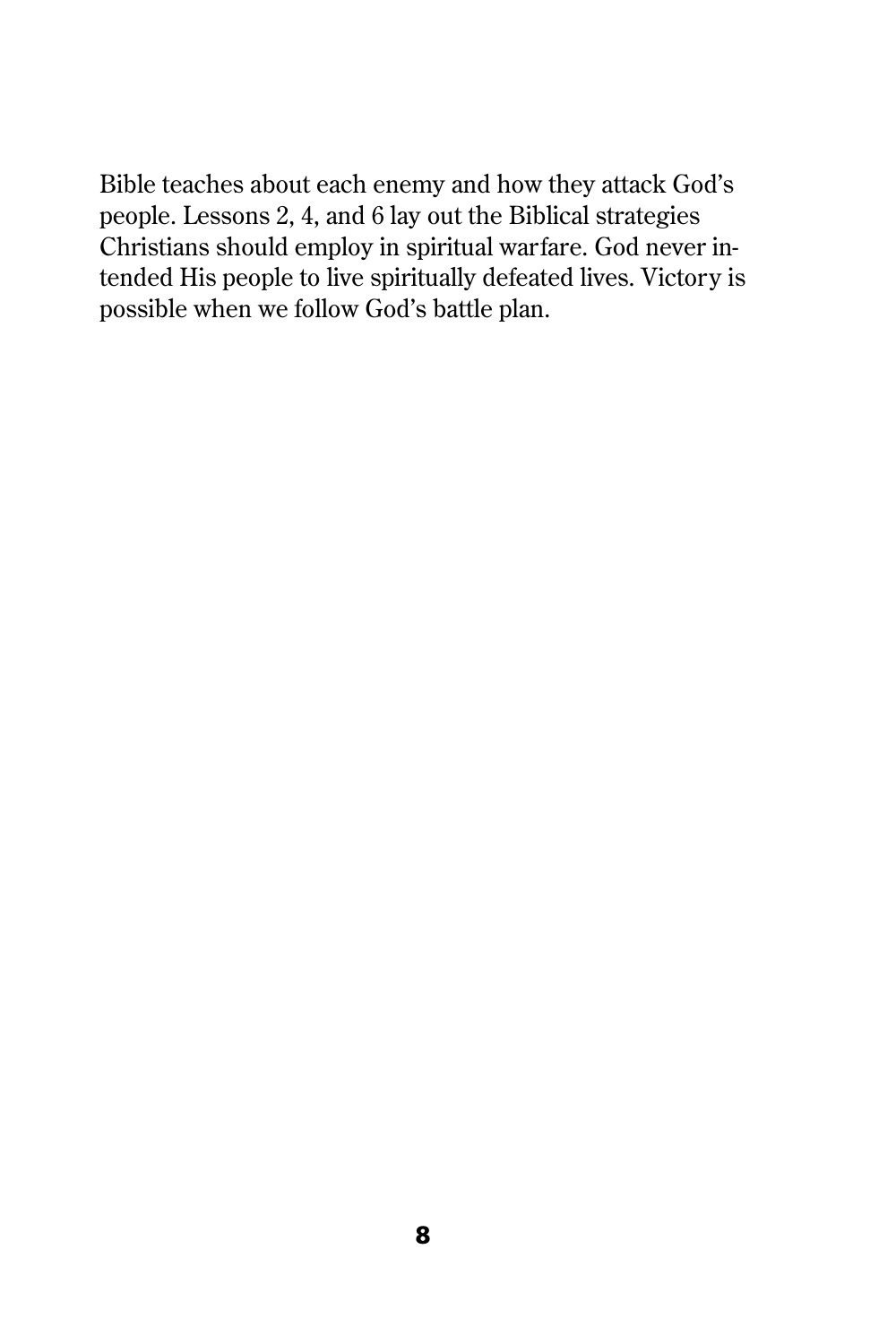Bible teaches about each enemy and how they attack God's people. Lessons 2, 4, and 6 lay out the Biblical strategies Christians should employ in spiritual warfare. God never intended His people to live spiritually defeated lives. Victory is possible when we follow God's battle plan.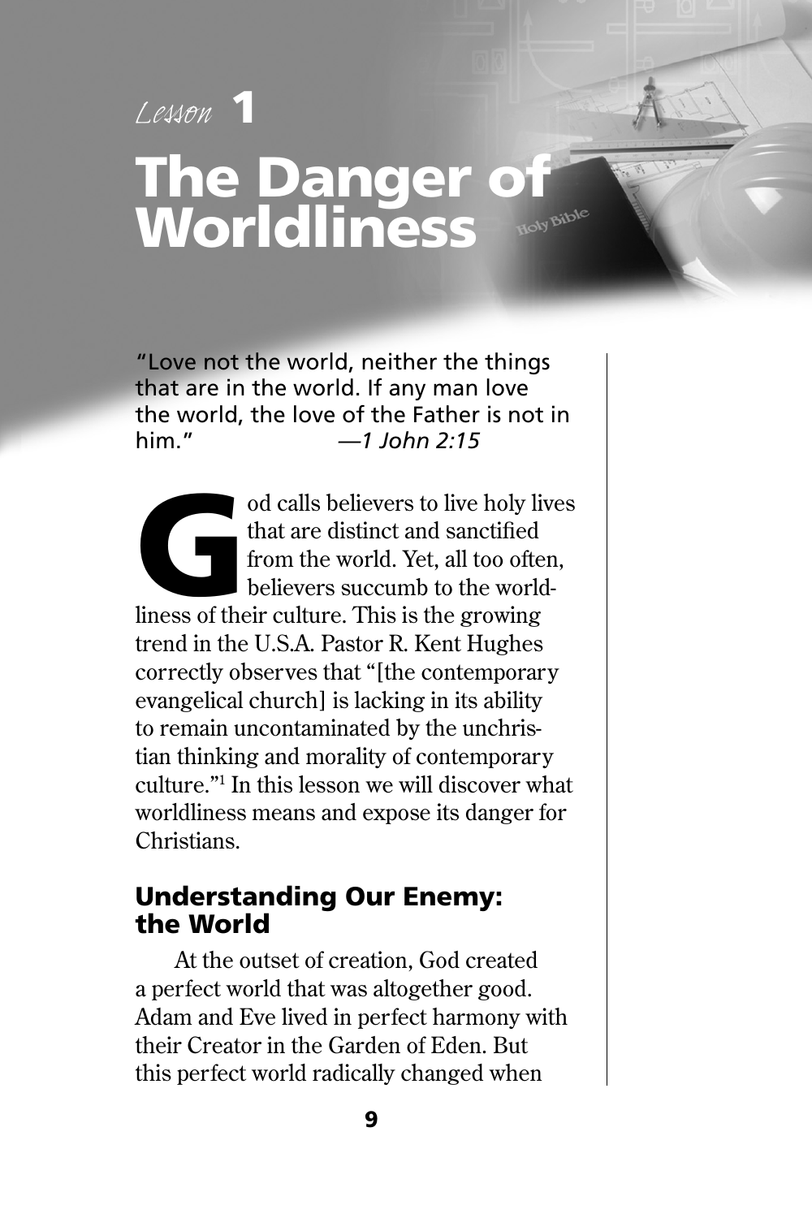*Lesson* **1**

# The Danger of Worldliness

"Love not the world, neither the things that are in the world. If any man love the world, the love of the Father is not in him." *—1 John 2:15*

God calls believers to live holy lives that are distinct and sanctified from the world. Yet, all too often, believers succumb to the worldliness of their culture. This is the growing trend in the U.S.A. Pastor R. Kent Hughes correctly observes that "[the contemporary evangelical church] is lacking in its ability to remain uncontaminated by the unchristian thinking and morality of contemporary culture."[1] In this lesson we will discover what worldliness means and expose its danger for Christians.

## Understanding Our Enemy: the World

At the outset of creation, God created a perfect world that was altogether good. Adam and Eve lived in perfect harmony with their Creator in the Garden of Eden. But this perfect world radically changed when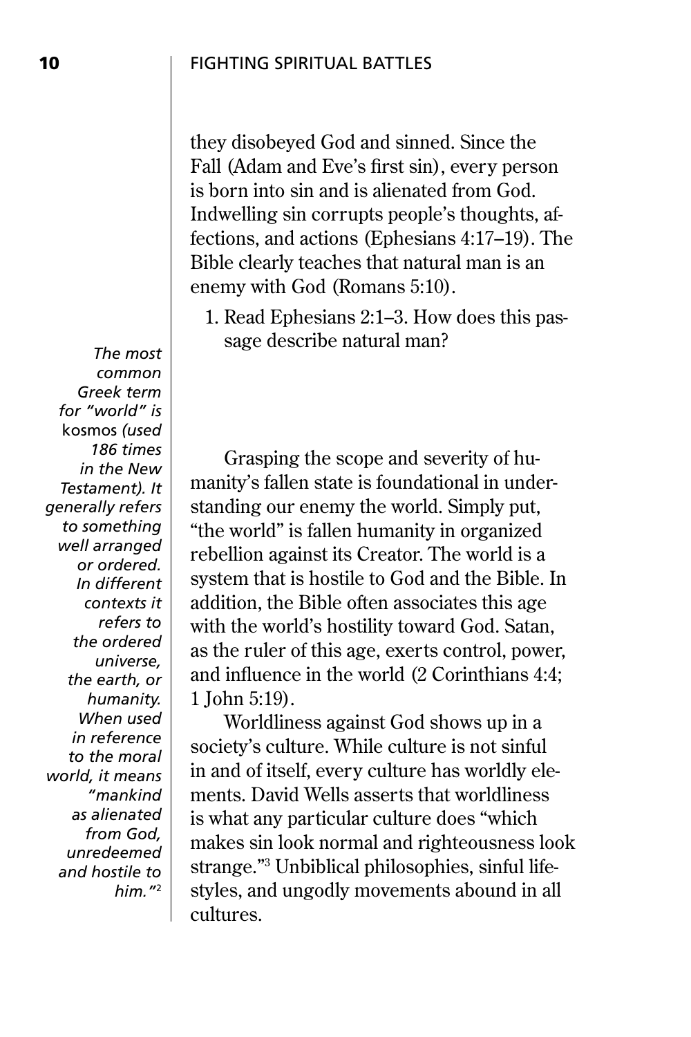they disobeyed God and sinned. Since the Fall (Adam and Eve's first sin), every person is born into sin and is alienated from God. Indwelling sin corrupts people's thoughts, affections, and actions (Ephesians 4:17–19). The Bible clearly teaches that natural man is an enemy with God (Romans 5:10).

1. Read Ephesians 2:1–3. How does this passage describe natural man?

*The most common Greek term for "world" is* kosmos *(used 186 times in the New Testament). It generally refers to something well arranged or ordered. In different contexts it refers to the ordered universe, the earth, or humanity. When used in reference to the moral world, it means "mankind as alienated from God, unredeemed and hostile to him."*[2]

Grasping the scope and severity of humanity's fallen state is foundational in understanding our enemy the world. Simply put, "the world" is fallen humanity in organized rebellion against its Creator. The world is a system that is hostile to God and the Bible. In addition, the Bible often associates this age with the world's hostility toward God. Satan, as the ruler of this age, exerts control, power, and influence in the world (2 Corinthians 4:4; 1 John 5:19).

Worldliness against God shows up in a society's culture. While culture is not sinful in and of itself, every culture has worldly elements. David Wells asserts that worldliness is what any particular culture does "which makes sin look normal and righteousness look strange."[3] Unbiblical philosophies, sinful lifestyles, and ungodly movements abound in all cultures.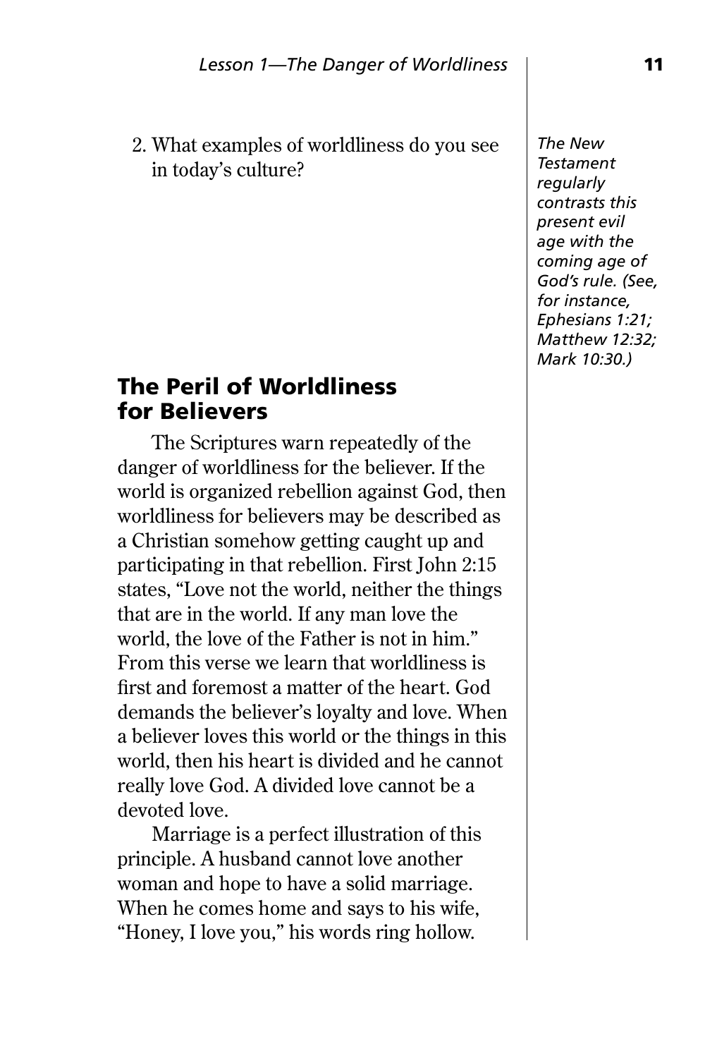2. What examples of worldliness do you see in today's culture?

*The New Testament regularly contrasts this present evil age with the coming age of God's rule. (See, for instance, Ephesians 1:21; Matthew 12:32; Mark 10:30.)*

## The Peril of Worldliness for Believers

The Scriptures warn repeatedly of the danger of worldliness for the believer. If the world is organized rebellion against God, then worldliness for believers may be described as a Christian somehow getting caught up and participating in that rebellion. First John 2:15 states, "Love not the world, neither the things that are in the world. If any man love the world, the love of the Father is not in him." From this verse we learn that worldliness is first and foremost a matter of the heart. God demands the believer's loyalty and love. When a believer loves this world or the things in this world, then his heart is divided and he cannot really love God. A divided love cannot be a devoted love.

Marriage is a perfect illustration of this principle. A husband cannot love another woman and hope to have a solid marriage. When he comes home and says to his wife, "Honey, I love you," his words ring hollow.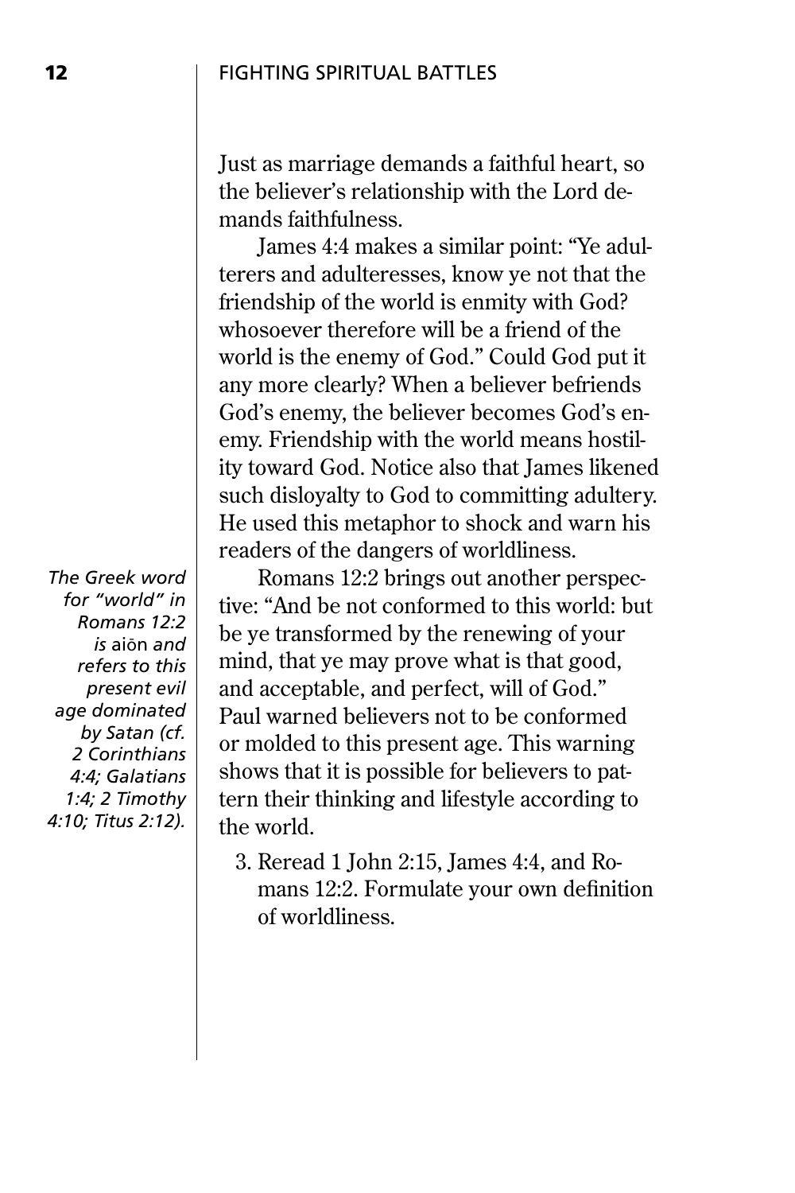Just as marriage demands a faithful heart, so the believer's relationship with the Lord demands faithfulness.

James 4:4 makes a similar point: "Ye adulterers and adulteresses, know ye not that the friendship of the world is enmity with God? whosoever therefore will be a friend of the world is the enemy of God." Could God put it any more clearly? When a believer befriends God's enemy, the believer becomes God's enemy. Friendship with the world means hostility toward God. Notice also that James likened such disloyalty to God to committing adultery. He used this metaphor to shock and warn his readers of the dangers of worldliness.

*The Greek word for "world" in Romans 12:2 is* aiōn *and refers to this present evil age dominated by Satan (cf. 2 Corinthians 4:4; Galatians 1:4; 2 Timothy 4:10; Titus 2:12).*

Romans 12:2 brings out another perspective: "And be not conformed to this world: but be ye transformed by the renewing of your mind, that ye may prove what is that good, and acceptable, and perfect, will of God." Paul warned believers not to be conformed or molded to this present age. This warning shows that it is possible for believers to pattern their thinking and lifestyle according to the world.

3. Reread 1 John 2:15, James 4:4, and Romans 12:2. Formulate your own definition of worldliness.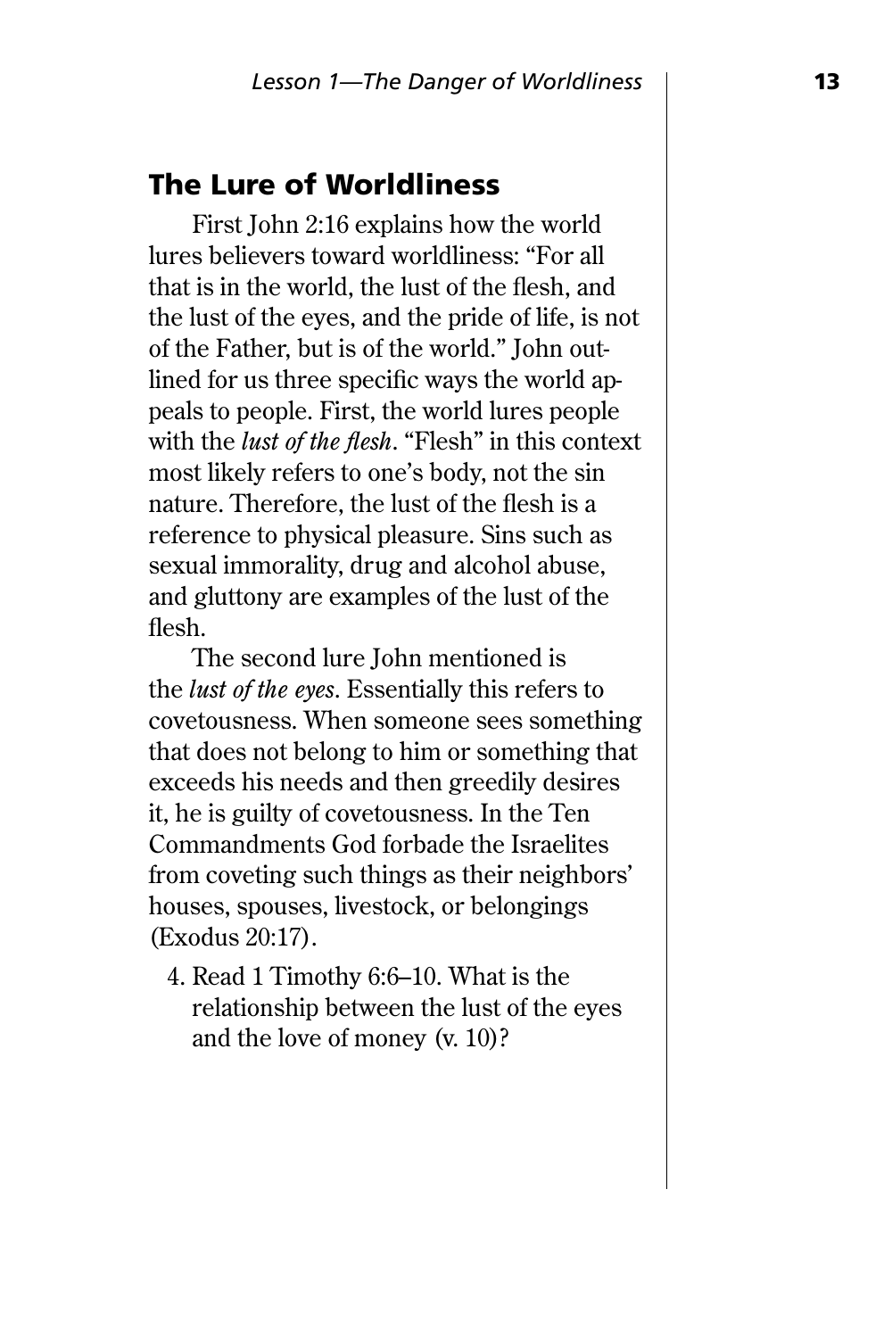## The Lure of Worldliness

First John 2:16 explains how the world lures believers toward worldliness: "For all that is in the world, the lust of the flesh, and the lust of the eyes, and the pride of life, is not of the Father, but is of the world." John outlined for us three specific ways the world appeals to people. First, the world lures people with the *lust of the flesh*. "Flesh" in this context most likely refers to one's body, not the sin nature. Therefore, the lust of the flesh is a reference to physical pleasure. Sins such as sexual immorality, drug and alcohol abuse, and gluttony are examples of the lust of the flesh.

The second lure John mentioned is the *lust of the eyes*. Essentially this refers to covetousness. When someone sees something that does not belong to him or something that exceeds his needs and then greedily desires it, he is guilty of covetousness. In the Ten Commandments God forbade the Israelites from coveting such things as their neighbors' houses, spouses, livestock, or belongings (Exodus 20:17).

4. Read 1 Timothy 6:6–10. What is the relationship between the lust of the eyes and the love of money (v. 10)?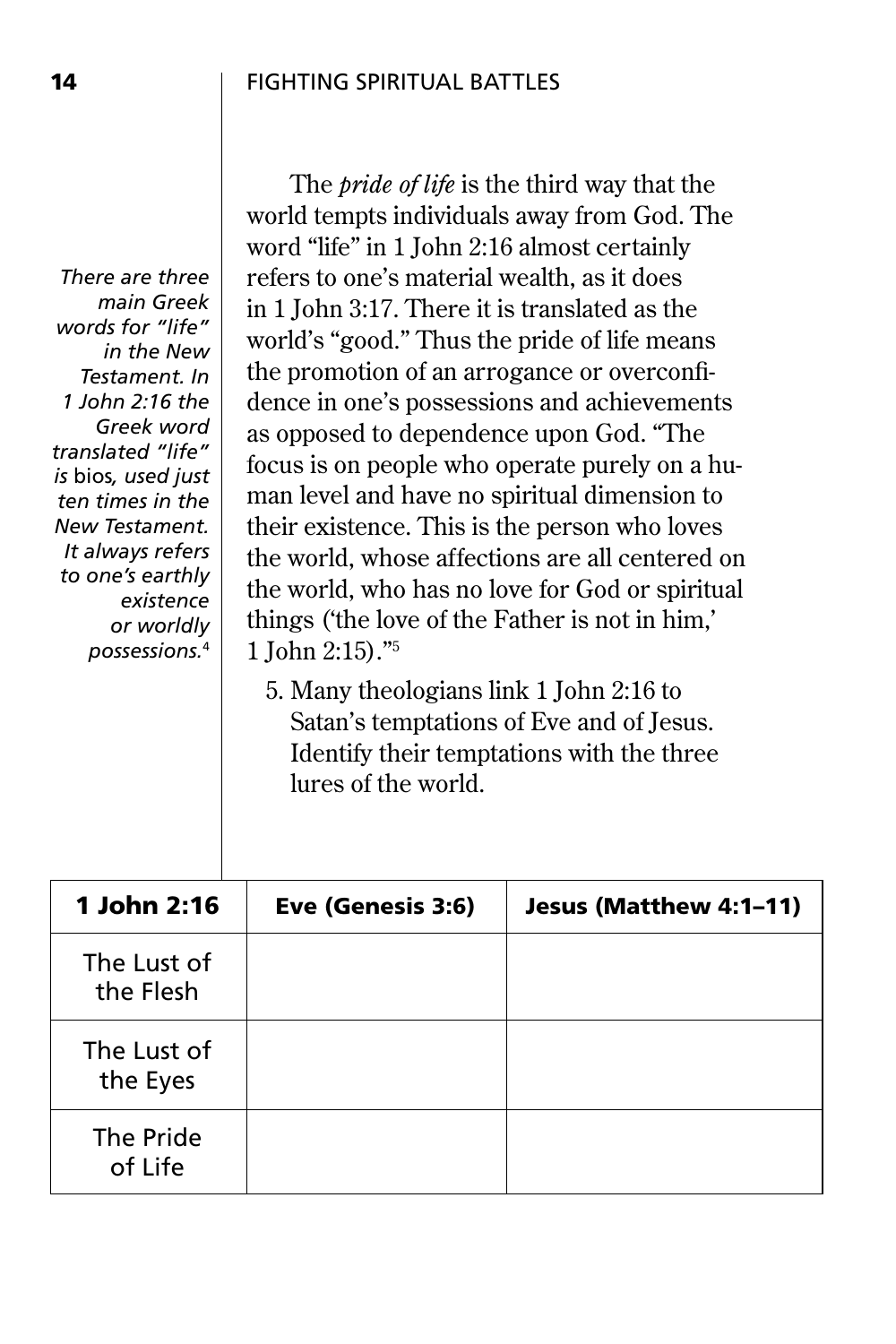*There are three main Greek words for "life" in the New Testament. In 1 John 2:16 the Greek word translated "life" is* bios*, used just ten times in the New Testament. It always refers to one's earthly existence or worldly possessions.*[4]

The *pride of life* is the third way that the world tempts individuals away from God. The word "life" in 1 John 2:16 almost certainly refers to one's material wealth, as it does in 1 John 3:17. There it is translated as the world's "good." Thus the pride of life means the promotion of an arrogance or overconfidence in one's possessions and achievements as opposed to dependence upon God. "The focus is on people who operate purely on a human level and have no spiritual dimension to their existence. This is the person who loves the world, whose affections are all centered on the world, who has no love for God or spiritual things ('the love of the Father is not in him,' 1 John 2:15)."[5]

5. Many theologians link 1 John 2:16 to Satan's temptations of Eve and of Jesus. Identify their temptations with the three lures of the world.

| 1 John 2:16 | Eve (Genesis 3:6) | Jesus (Matthew 4:1–11) |
|---|---|---|
| The Lust of the Flesh | | |
| The Lust of the Eyes | | |
| The Pride of Life | | |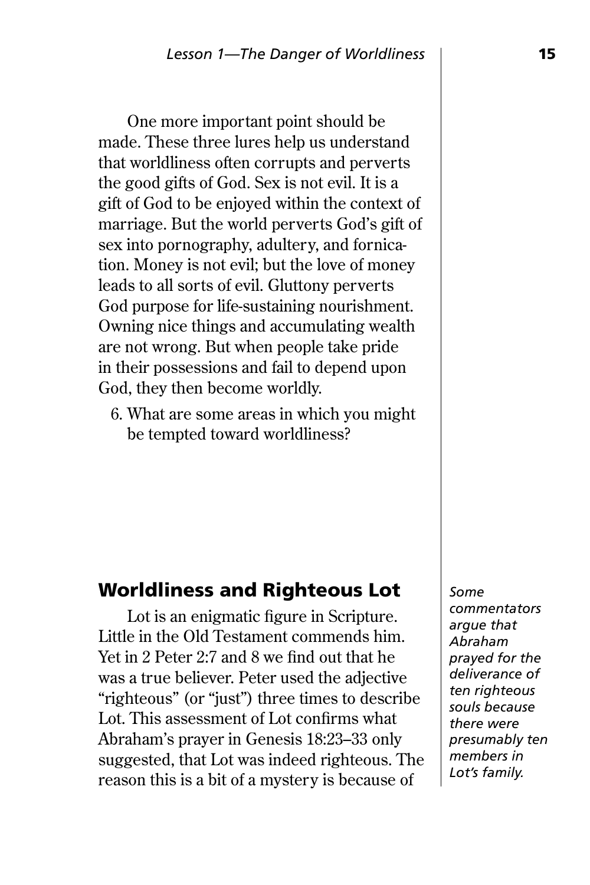One more important point should be made. These three lures help us understand that worldliness often corrupts and perverts the good gifts of God. Sex is not evil. It is a gift of God to be enjoyed within the context of marriage. But the world perverts God's gift of sex into pornography, adultery, and fornication. Money is not evil; but the love of money leads to all sorts of evil. Gluttony perverts God purpose for life-sustaining nourishment. Owning nice things and accumulating wealth are not wrong. But when people take pride in their possessions and fail to depend upon God, they then become worldly.

6. What are some areas in which you might be tempted toward worldliness?

## Worldliness and Righteous Lot

Lot is an enigmatic figure in Scripture. Little in the Old Testament commends him. Yet in 2 Peter 2:7 and 8 we find out that he was a true believer. Peter used the adjective "righteous" (or "just") three times to describe Lot. This assessment of Lot confirms what Abraham's prayer in Genesis 18:23–33 only suggested, that Lot was indeed righteous. The reason this is a bit of a mystery is because of

*Some commentators argue that Abraham prayed for the deliverance of ten righteous souls because there were presumably ten members in Lot's family.*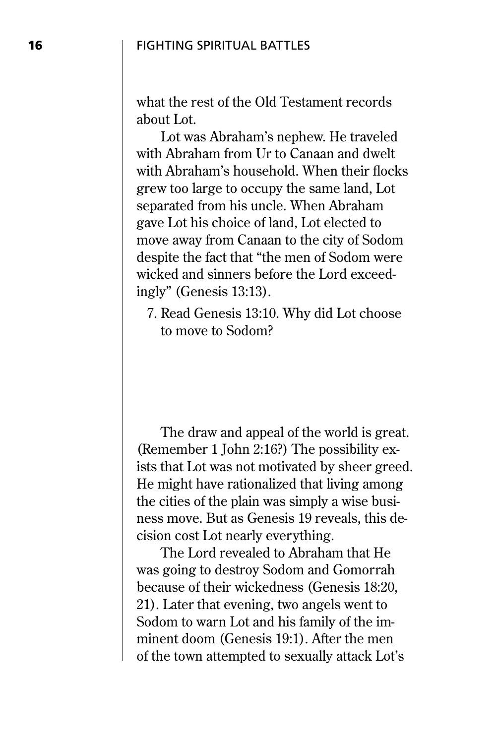what the rest of the Old Testament records about Lot.

Lot was Abraham's nephew. He traveled with Abraham from Ur to Canaan and dwelt with Abraham's household. When their flocks grew too large to occupy the same land, Lot separated from his uncle. When Abraham gave Lot his choice of land, Lot elected to move away from Canaan to the city of Sodom despite the fact that "the men of Sodom were wicked and sinners before the Lord exceedingly" (Genesis 13:13).

7. Read Genesis 13:10. Why did Lot choose to move to Sodom?

The draw and appeal of the world is great. (Remember 1 John 2:16?) The possibility exists that Lot was not motivated by sheer greed. He might have rationalized that living among the cities of the plain was simply a wise business move. But as Genesis 19 reveals, this decision cost Lot nearly everything.

The Lord revealed to Abraham that He was going to destroy Sodom and Gomorrah because of their wickedness (Genesis 18:20, 21). Later that evening, two angels went to Sodom to warn Lot and his family of the imminent doom (Genesis 19:1). After the men of the town attempted to sexually attack Lot's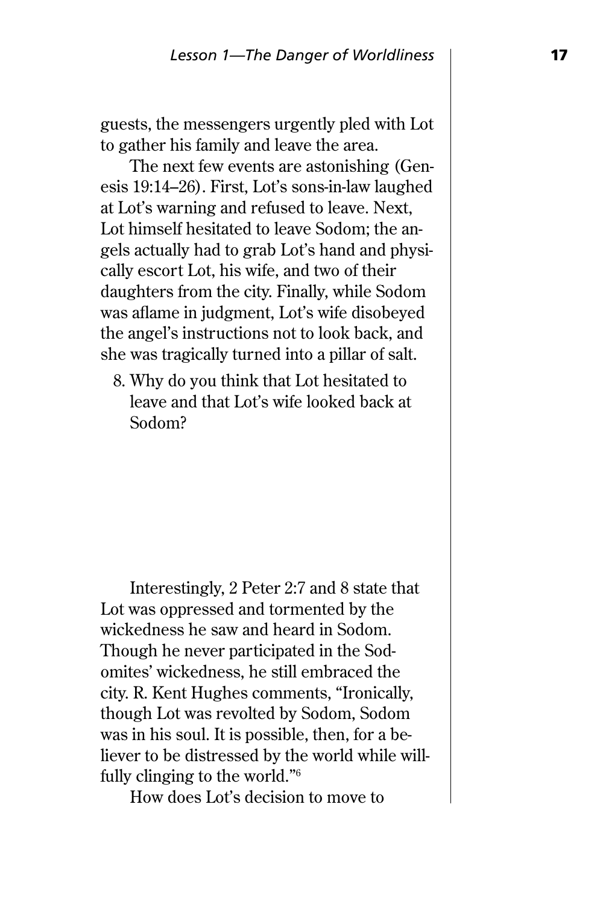guests, the messengers urgently pled with Lot to gather his family and leave the area.

The next few events are astonishing (Genesis 19:14–26). First, Lot's sons-in-law laughed at Lot's warning and refused to leave. Next, Lot himself hesitated to leave Sodom; the angels actually had to grab Lot's hand and physically escort Lot, his wife, and two of their daughters from the city. Finally, while Sodom was aflame in judgment, Lot's wife disobeyed the angel's instructions not to look back, and she was tragically turned into a pillar of salt.

8. Why do you think that Lot hesitated to leave and that Lot's wife looked back at Sodom?

Interestingly, 2 Peter 2:7 and 8 state that Lot was oppressed and tormented by the wickedness he saw and heard in Sodom. Though he never participated in the Sodomites' wickedness, he still embraced the city. R. Kent Hughes comments, "Ironically, though Lot was revolted by Sodom, Sodom was in his soul. It is possible, then, for a believer to be distressed by the world while willfully clinging to the world."[6]

How does Lot's decision to move to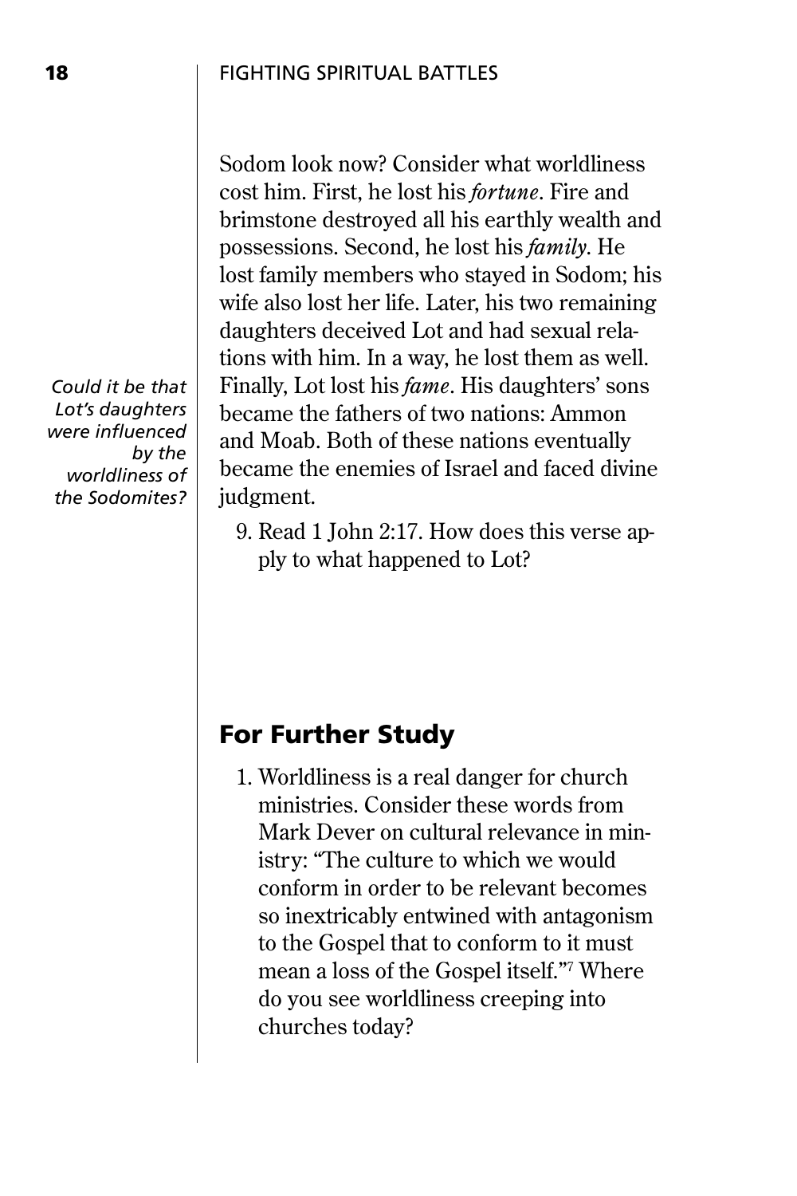Sodom look now? Consider what worldliness cost him. First, he lost his *fortune*. Fire and brimstone destroyed all his earthly wealth and possessions. Second, he lost his *family*. He lost family members who stayed in Sodom; his wife also lost her life. Later, his two remaining daughters deceived Lot and had sexual relations with him. In a way, he lost them as well. Finally, Lot lost his *fame*. His daughters' sons became the fathers of two nations: Ammon and Moab. Both of these nations eventually became the enemies of Israel and faced divine judgment.

*Could it be that Lot's daughters were influenced by the worldliness of the Sodomites?*

9. Read 1 John 2:17. How does this verse apply to what happened to Lot?

## For Further Study

1. Worldliness is a real danger for church ministries. Consider these words from Mark Dever on cultural relevance in ministry: "The culture to which we would conform in order to be relevant becomes so inextricably entwined with antagonism to the Gospel that to conform to it must mean a loss of the Gospel itself."[7] Where do you see worldliness creeping into churches today?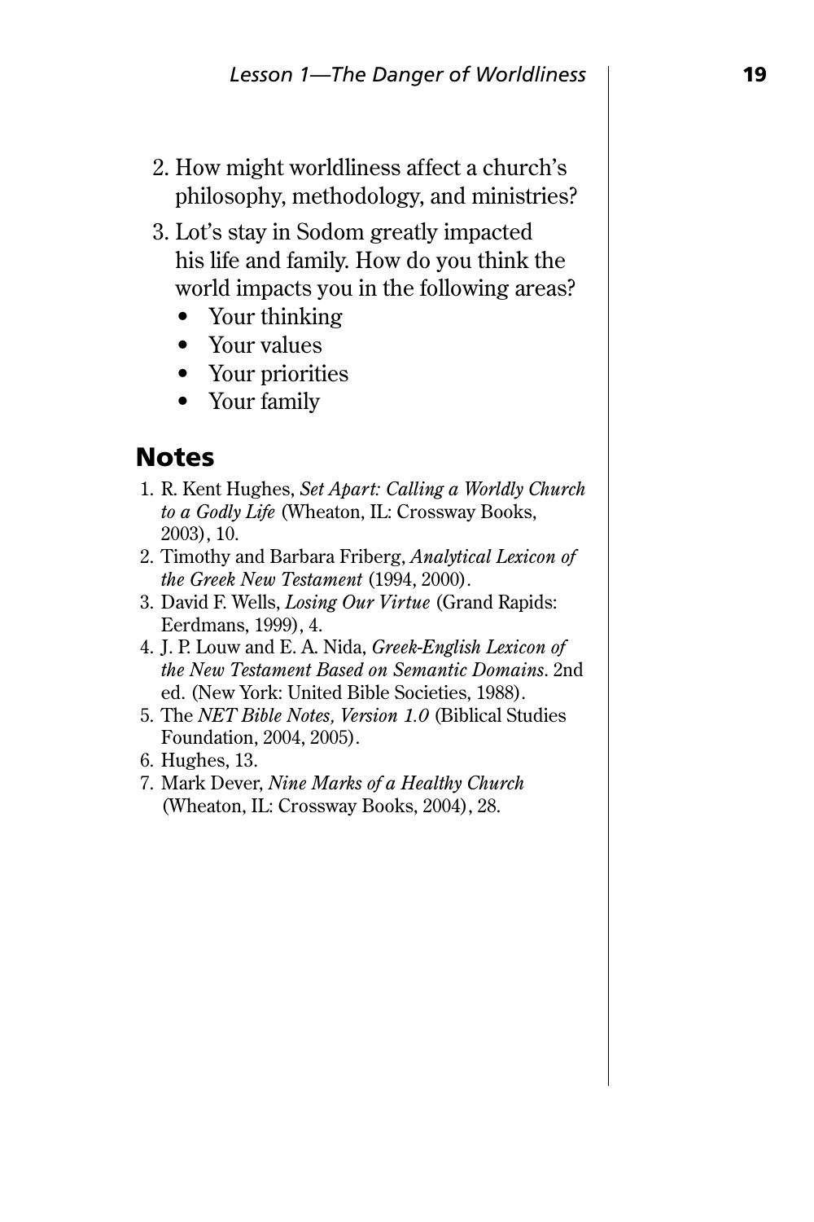2. How might worldliness affect a church's philosophy, methodology, and ministries?
3. Lot's stay in Sodom greatly impacted his life and family. How do you think the world impacts you in the following areas?
   - Your thinking
   - Your values
   - Your priorities
   - Your family

## Notes

1. R. Kent Hughes, *Set Apart: Calling a Worldly Church to a Godly Life* (Wheaton, IL: Crossway Books, 2003), 10.
2. Timothy and Barbara Friberg, *Analytical Lexicon of the Greek New Testament* (1994, 2000).
3. David F. Wells, *Losing Our Virtue* (Grand Rapids: Eerdmans, 1999), 4.
4. J. P. Louw and E. A. Nida, *Greek-English Lexicon of the New Testament Based on Semantic Domains*. 2nd ed. (New York: United Bible Societies, 1988).
5. The *NET Bible Notes, Version 1.0* (Biblical Studies Foundation, 2004, 2005).
6. Hughes, 13.
7. Mark Dever, *Nine Marks of a Healthy Church* (Wheaton, IL: Crossway Books, 2004), 28.